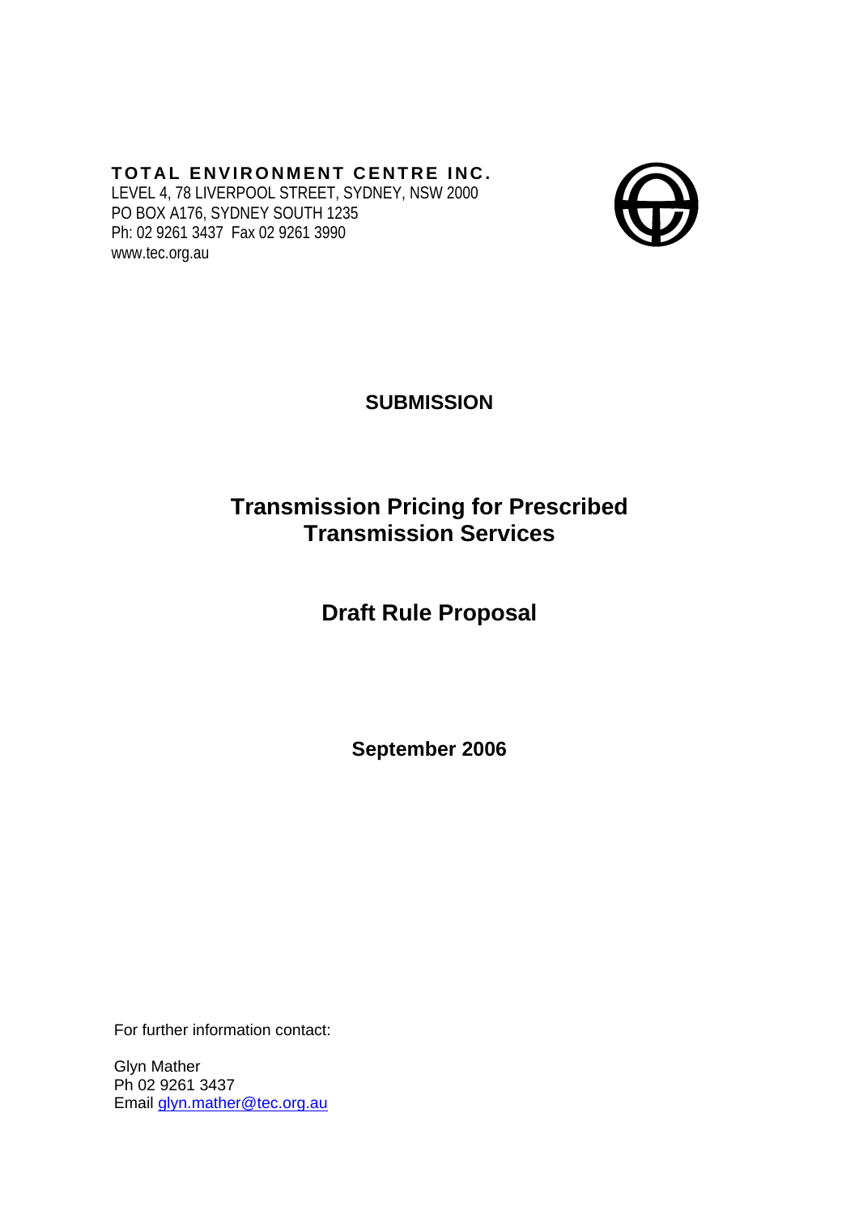**TOTAL ENVIRONMENT CENTRE INC.**
LEVEL 4, 78 LIVERPOOL STREET, SYDNEY, NSW 2000
PO BOX A176, SYDNEY SOUTH 1235
Ph: 02 9261 3437 Fax 02 9261 3990
www.tec.org.au

**SUBMISSION**

# Transmission Pricing for Prescribed Transmission Services

# Draft Rule Proposal

**September 2006**

For further information contact:

Glyn Mather
Ph 02 9261 3437
Email glyn.mather@tec.org.au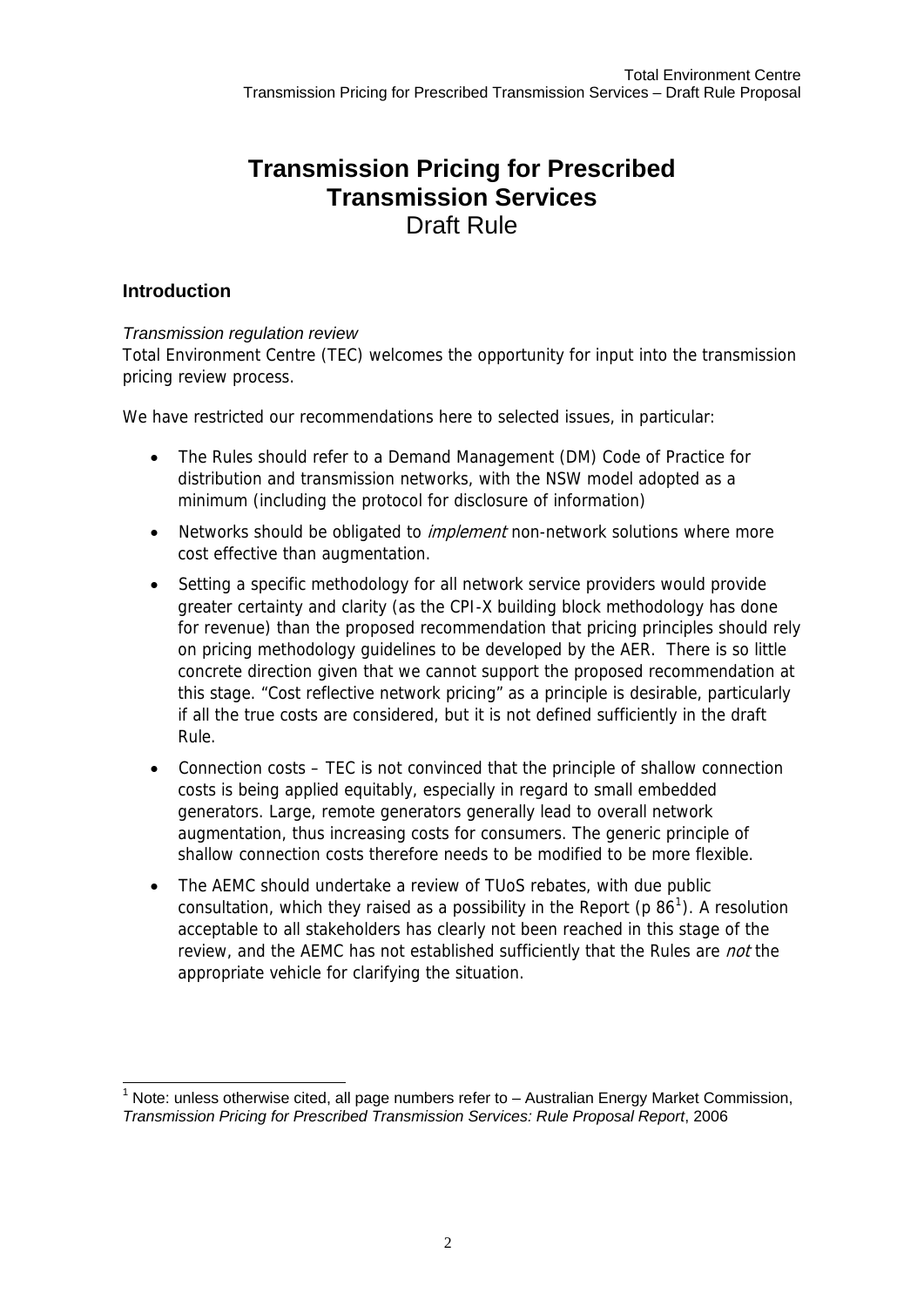# Transmission Pricing for Prescribed Transmission Services
Draft Rule

## Introduction

*Transmission regulation review*

Total Environment Centre (TEC) welcomes the opportunity for input into the transmission pricing review process.

We have restricted our recommendations here to selected issues, in particular:

- The Rules should refer to a Demand Management (DM) Code of Practice for distribution and transmission networks, with the NSW model adopted as a minimum (including the protocol for disclosure of information)
- Networks should be obligated to *implement* non-network solutions where more cost effective than augmentation.
- Setting a specific methodology for all network service providers would provide greater certainty and clarity (as the CPI-X building block methodology has done for revenue) than the proposed recommendation that pricing principles should rely on pricing methodology guidelines to be developed by the AER. There is so little concrete direction given that we cannot support the proposed recommendation at this stage. "Cost reflective network pricing" as a principle is desirable, particularly if all the true costs are considered, but it is not defined sufficiently in the draft Rule.
- Connection costs – TEC is not convinced that the principle of shallow connection costs is being applied equitably, especially in regard to small embedded generators. Large, remote generators generally lead to overall network augmentation, thus increasing costs for consumers. The generic principle of shallow connection costs therefore needs to be modified to be more flexible.
- The AEMC should undertake a review of TUoS rebates, with due public consultation, which they raised as a possibility in the Report (p 86[1]). A resolution acceptable to all stakeholders has clearly not been reached in this stage of the review, and the AEMC has not established sufficiently that the Rules are *not* the appropriate vehicle for clarifying the situation.

---

[1] Note: unless otherwise cited, all page numbers refer to – Australian Energy Market Commission, *Transmission Pricing for Prescribed Transmission Services: Rule Proposal Report*, 2006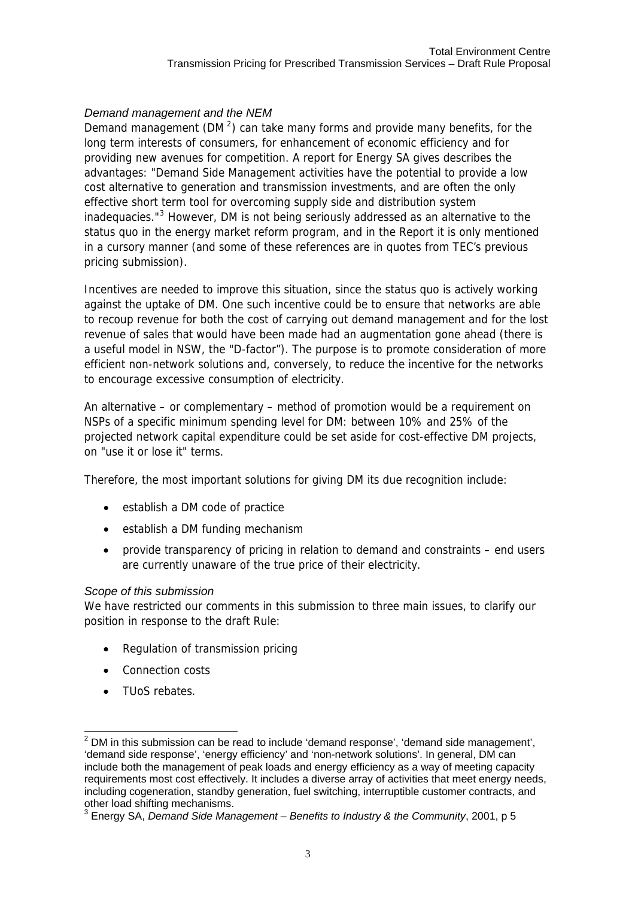*Demand management and the NEM*

Demand management (DM [2]) can take many forms and provide many benefits, for the long term interests of consumers, for enhancement of economic efficiency and for providing new avenues for competition. A report for Energy SA gives describes the advantages: "Demand Side Management activities have the potential to provide a low cost alternative to generation and transmission investments, and are often the only effective short term tool for overcoming supply side and distribution system inadequacies."[3] However, DM is not being seriously addressed as an alternative to the status quo in the energy market reform program, and in the Report it is only mentioned in a cursory manner (and some of these references are in quotes from TEC's previous pricing submission).

Incentives are needed to improve this situation, since the status quo is actively working against the uptake of DM. One such incentive could be to ensure that networks are able to recoup revenue for both the cost of carrying out demand management and for the lost revenue of sales that would have been made had an augmentation gone ahead (there is a useful model in NSW, the "D-factor"). The purpose is to promote consideration of more efficient non-network solutions and, conversely, to reduce the incentive for the networks to encourage excessive consumption of electricity.

An alternative – or complementary – method of promotion would be a requirement on NSPs of a specific minimum spending level for DM: between 10% and 25% of the projected network capital expenditure could be set aside for cost-effective DM projects, on "use it or lose it" terms.

Therefore, the most important solutions for giving DM its due recognition include:

- establish a DM code of practice
- establish a DM funding mechanism
- provide transparency of pricing in relation to demand and constraints – end users are currently unaware of the true price of their electricity.

*Scope of this submission*

We have restricted our comments in this submission to three main issues, to clarify our position in response to the draft Rule:

- Regulation of transmission pricing
- Connection costs
- TUoS rebates.

---

[2] DM in this submission can be read to include 'demand response', 'demand side management', 'demand side response', 'energy efficiency' and 'non-network solutions'. In general, DM can include both the management of peak loads and energy efficiency as a way of meeting capacity requirements most cost effectively. It includes a diverse array of activities that meet energy needs, including cogeneration, standby generation, fuel switching, interruptible customer contracts, and other load shifting mechanisms.

[3] Energy SA, *Demand Side Management – Benefits to Industry & the Community*, 2001, p 5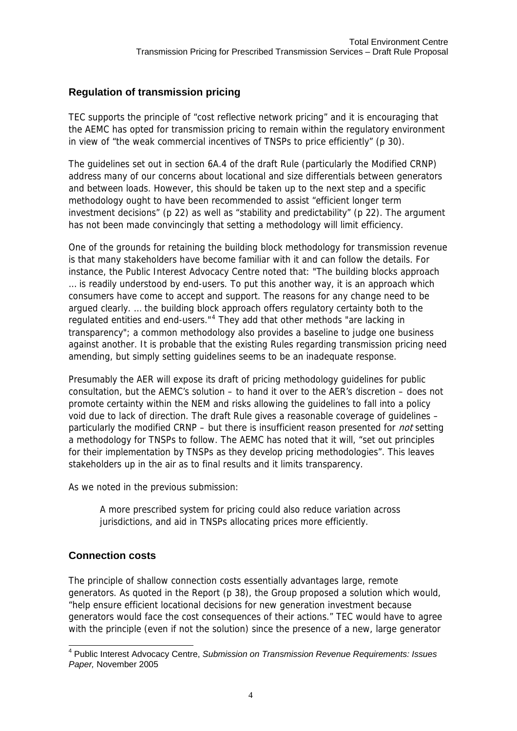## Regulation of transmission pricing

TEC supports the principle of "cost reflective network pricing" and it is encouraging that the AEMC has opted for transmission pricing to remain within the regulatory environment in view of "the weak commercial incentives of TNSPs to price efficiently" (p 30).

The guidelines set out in section 6A.4 of the draft Rule (particularly the Modified CRNP) address many of our concerns about locational and size differentials between generators and between loads. However, this should be taken up to the next step and a specific methodology ought to have been recommended to assist "efficient longer term investment decisions" (p 22) as well as "stability and predictability" (p 22). The argument has not been made convincingly that setting a methodology will limit efficiency.

One of the grounds for retaining the building block methodology for transmission revenue is that many stakeholders have become familiar with it and can follow the details. For instance, the Public Interest Advocacy Centre noted that: "The building blocks approach … is readily understood by end-users. To put this another way, it is an approach which consumers have come to accept and support. The reasons for any change need to be argued clearly. … the building block approach offers regulatory certainty both to the regulated entities and end-users."[4] They add that other methods "are lacking in transparency"; a common methodology also provides a baseline to judge one business against another. It is probable that the existing Rules regarding transmission pricing need amending, but simply setting guidelines seems to be an inadequate response.

Presumably the AER will expose its draft of pricing methodology guidelines for public consultation, but the AEMC's solution – to hand it over to the AER's discretion – does not promote certainty within the NEM and risks allowing the guidelines to fall into a policy void due to lack of direction. The draft Rule gives a reasonable coverage of guidelines – particularly the modified CRNP – but there is insufficient reason presented for *not* setting a methodology for TNSPs to follow. The AEMC has noted that it will, "set out principles for their implementation by TNSPs as they develop pricing methodologies". This leaves stakeholders up in the air as to final results and it limits transparency.

As we noted in the previous submission:

> A more prescribed system for pricing could also reduce variation across jurisdictions, and aid in TNSPs allocating prices more efficiently.

## Connection costs

The principle of shallow connection costs essentially advantages large, remote generators. As quoted in the Report (p 38), the Group proposed a solution which would, "help ensure efficient locational decisions for new generation investment because generators would face the cost consequences of their actions." TEC would have to agree with the principle (even if not the solution) since the presence of a new, large generator

---

[4] Public Interest Advocacy Centre, *Submission on Transmission Revenue Requirements: Issues Paper,* November 2005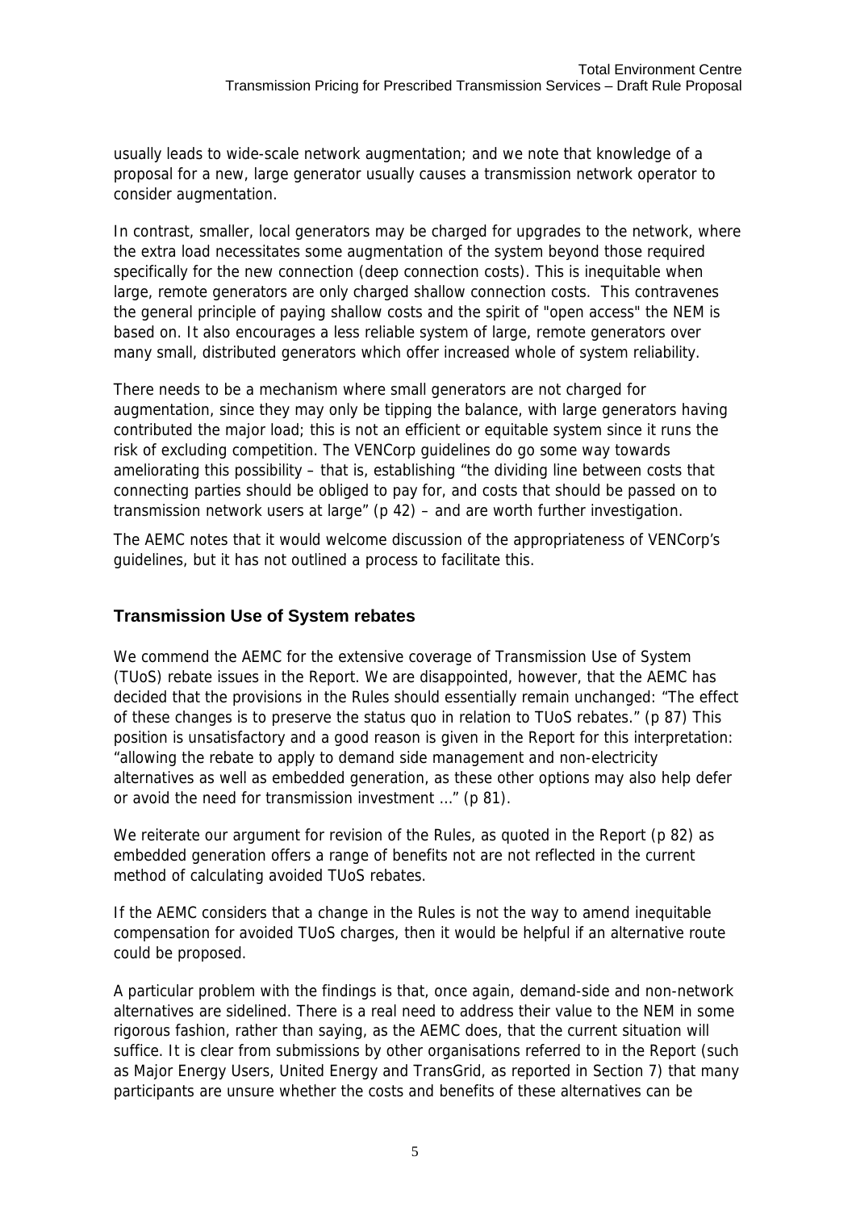usually leads to wide-scale network augmentation; and we note that knowledge of a proposal for a new, large generator usually causes a transmission network operator to consider augmentation.

In contrast, smaller, local generators may be charged for upgrades to the network, where the extra load necessitates some augmentation of the system beyond those required specifically for the new connection (deep connection costs). This is inequitable when large, remote generators are only charged shallow connection costs. This contravenes the general principle of paying shallow costs and the spirit of "open access" the NEM is based on. It also encourages a less reliable system of large, remote generators over many small, distributed generators which offer increased whole of system reliability.

There needs to be a mechanism where small generators are not charged for augmentation, since they may only be tipping the balance, with large generators having contributed the major load; this is not an efficient or equitable system since it runs the risk of excluding competition. The VENCorp guidelines do go some way towards ameliorating this possibility – that is, establishing "the dividing line between costs that connecting parties should be obliged to pay for, and costs that should be passed on to transmission network users at large" (p 42) – and are worth further investigation.

The AEMC notes that it would welcome discussion of the appropriateness of VENCorp's guidelines, but it has not outlined a process to facilitate this.

## Transmission Use of System rebates

We commend the AEMC for the extensive coverage of Transmission Use of System (TUoS) rebate issues in the Report. We are disappointed, however, that the AEMC has decided that the provisions in the Rules should essentially remain unchanged: "The effect of these changes is to preserve the status quo in relation to TUoS rebates." (p 87) This position is unsatisfactory and a good reason is given in the Report for this interpretation: "allowing the rebate to apply to demand side management and non-electricity alternatives as well as embedded generation, as these other options may also help defer or avoid the need for transmission investment ..." (p 81).

We reiterate our argument for revision of the Rules, as quoted in the Report (p 82) as embedded generation offers a range of benefits not are not reflected in the current method of calculating avoided TUoS rebates.

If the AEMC considers that a change in the Rules is not the way to amend inequitable compensation for avoided TUoS charges, then it would be helpful if an alternative route could be proposed.

A particular problem with the findings is that, once again, demand-side and non-network alternatives are sidelined. There is a real need to address their value to the NEM in some rigorous fashion, rather than saying, as the AEMC does, that the current situation will suffice. It is clear from submissions by other organisations referred to in the Report (such as Major Energy Users, United Energy and TransGrid, as reported in Section 7) that many participants are unsure whether the costs and benefits of these alternatives can be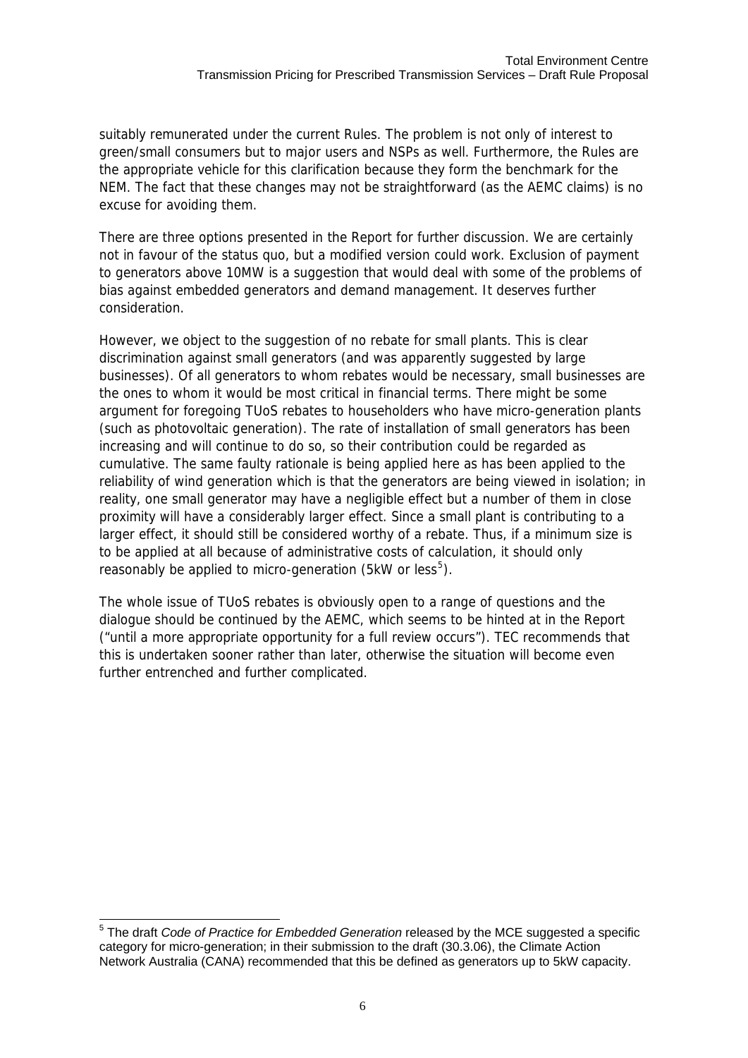suitably remunerated under the current Rules. The problem is not only of interest to green/small consumers but to major users and NSPs as well. Furthermore, the Rules are the appropriate vehicle for this clarification because they form the benchmark for the NEM. The fact that these changes may not be straightforward (as the AEMC claims) is no excuse for avoiding them.

There are three options presented in the Report for further discussion. We are certainly not in favour of the status quo, but a modified version could work. Exclusion of payment to generators above 10MW is a suggestion that would deal with some of the problems of bias against embedded generators and demand management. It deserves further consideration.

However, we object to the suggestion of no rebate for small plants. This is clear discrimination against small generators (and was apparently suggested by large businesses). Of all generators to whom rebates would be necessary, small businesses are the ones to whom it would be most critical in financial terms. There might be some argument for foregoing TUoS rebates to householders who have micro-generation plants (such as photovoltaic generation). The rate of installation of small generators has been increasing and will continue to do so, so their contribution could be regarded as cumulative. The same faulty rationale is being applied here as has been applied to the reliability of wind generation which is that the generators are being viewed in isolation; in reality, one small generator may have a negligible effect but a number of them in close proximity will have a considerably larger effect. Since a small plant is contributing to a larger effect, it should still be considered worthy of a rebate. Thus, if a minimum size is to be applied at all because of administrative costs of calculation, it should only reasonably be applied to micro-generation (5kW or less[5]).

The whole issue of TUoS rebates is obviously open to a range of questions and the dialogue should be continued by the AEMC, which seems to be hinted at in the Report ("until a more appropriate opportunity for a full review occurs"). TEC recommends that this is undertaken sooner rather than later, otherwise the situation will become even further entrenched and further complicated.

---

[5] The draft *Code of Practice for Embedded Generation* released by the MCE suggested a specific category for micro-generation; in their submission to the draft (30.3.06), the Climate Action Network Australia (CANA) recommended that this be defined as generators up to 5kW capacity.